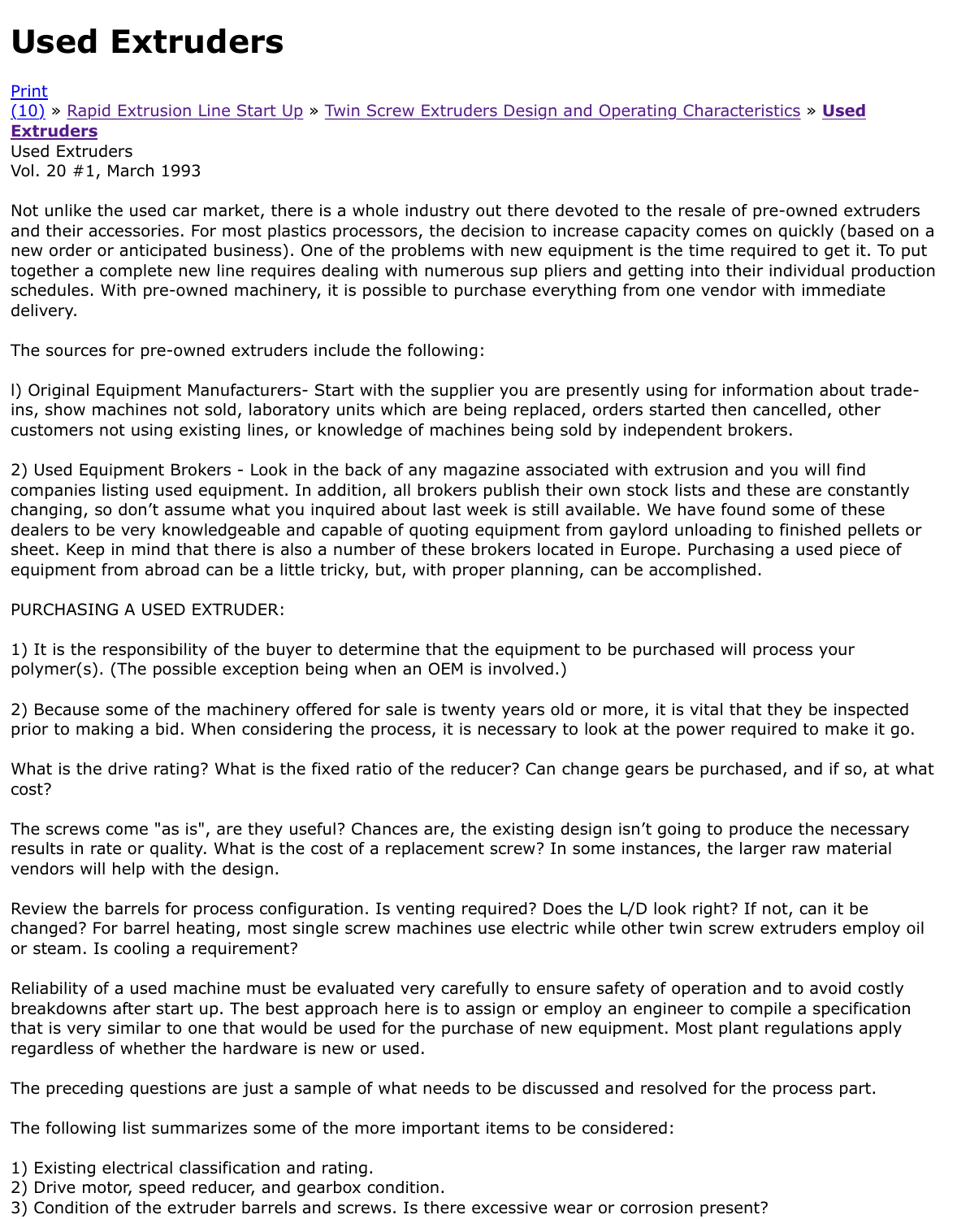# Used Extruders

Print
(10) » Rapid Extrusion Line Start Up » Twin Screw Extruders Design and Operating Characteristics » **Used Extruders**
Used Extruders
Vol. 20 #1, March 1993

Not unlike the used car market, there is a whole industry out there devoted to the resale of pre-owned extruders and their accessories. For most plastics processors, the decision to increase capacity comes on quickly (based on a new order or anticipated business). One of the problems with new equipment is the time required to get it. To put together a complete new line requires dealing with numerous sup pliers and getting into their individual production schedules. With pre-owned machinery, it is possible to purchase everything from one vendor with immediate delivery.

The sources for pre-owned extruders include the following:

l) Original Equipment Manufacturers- Start with the supplier you are presently using for information about trade-ins, show machines not sold, laboratory units which are being replaced, orders started then cancelled, other customers not using existing lines, or knowledge of machines being sold by independent brokers.

2) Used Equipment Brokers - Look in the back of any magazine associated with extrusion and you will find companies listing used equipment. In addition, all brokers publish their own stock lists and these are constantly changing, so don't assume what you inquired about last week is still available. We have found some of these dealers to be very knowledgeable and capable of quoting equipment from gaylord unloading to finished pellets or sheet. Keep in mind that there is also a number of these brokers located in Europe. Purchasing a used piece of equipment from abroad can be a little tricky, but, with proper planning, can be accomplished.

PURCHASING A USED EXTRUDER:

1) It is the responsibility of the buyer to determine that the equipment to be purchased will process your polymer(s). (The possible exception being when an OEM is involved.)

2) Because some of the machinery offered for sale is twenty years old or more, it is vital that they be inspected prior to making a bid. When considering the process, it is necessary to look at the power required to make it go.

What is the drive rating? What is the fixed ratio of the reducer? Can change gears be purchased, and if so, at what cost?

The screws come "as is", are they useful? Chances are, the existing design isn't going to produce the necessary results in rate or quality. What is the cost of a replacement screw? In some instances, the larger raw material vendors will help with the design.

Review the barrels for process configuration. Is venting required? Does the L/D look right? If not, can it be changed? For barrel heating, most single screw machines use electric while other twin screw extruders employ oil or steam. Is cooling a requirement?

Reliability of a used machine must be evaluated very carefully to ensure safety of operation and to avoid costly breakdowns after start up. The best approach here is to assign or employ an engineer to compile a specification that is very similar to one that would be used for the purchase of new equipment. Most plant regulations apply regardless of whether the hardware is new or used.

The preceding questions are just a sample of what needs to be discussed and resolved for the process part.

The following list summarizes some of the more important items to be considered:

1) Existing electrical classification and rating.
2) Drive motor, speed reducer, and gearbox condition.
3) Condition of the extruder barrels and screws. Is there excessive wear or corrosion present?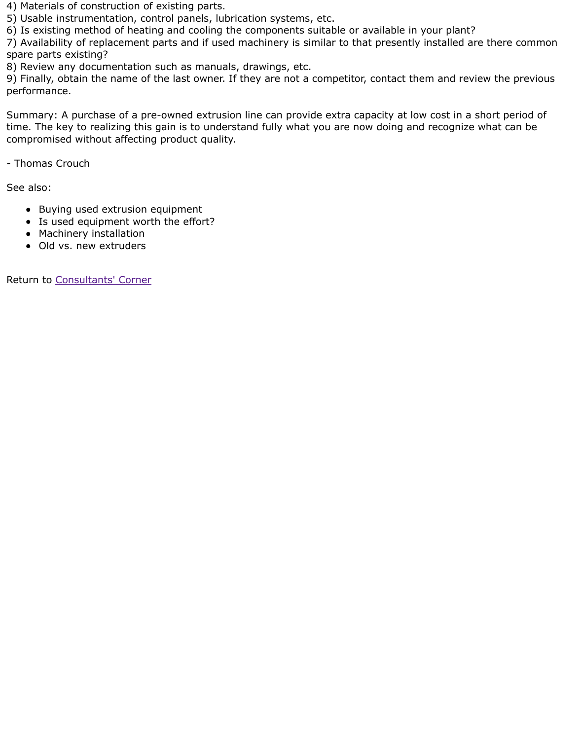4) Materials of construction of existing parts.
5) Usable instrumentation, control panels, lubrication systems, etc.
6) Is existing method of heating and cooling the components suitable or available in your plant?
7) Availability of replacement parts and if used machinery is similar to that presently installed are there common spare parts existing?
8) Review any documentation such as manuals, drawings, etc.
9) Finally, obtain the name of the last owner. If they are not a competitor, contact them and review the previous performance.

Summary: A purchase of a pre-owned extrusion line can provide extra capacity at low cost in a short period of time. The key to realizing this gain is to understand fully what you are now doing and recognize what can be compromised without affecting product quality.

- Thomas Crouch

See also:

- Buying used extrusion equipment
- Is used equipment worth the effort?
- Machinery installation
- Old vs. new extruders

Return to Consultants' Corner